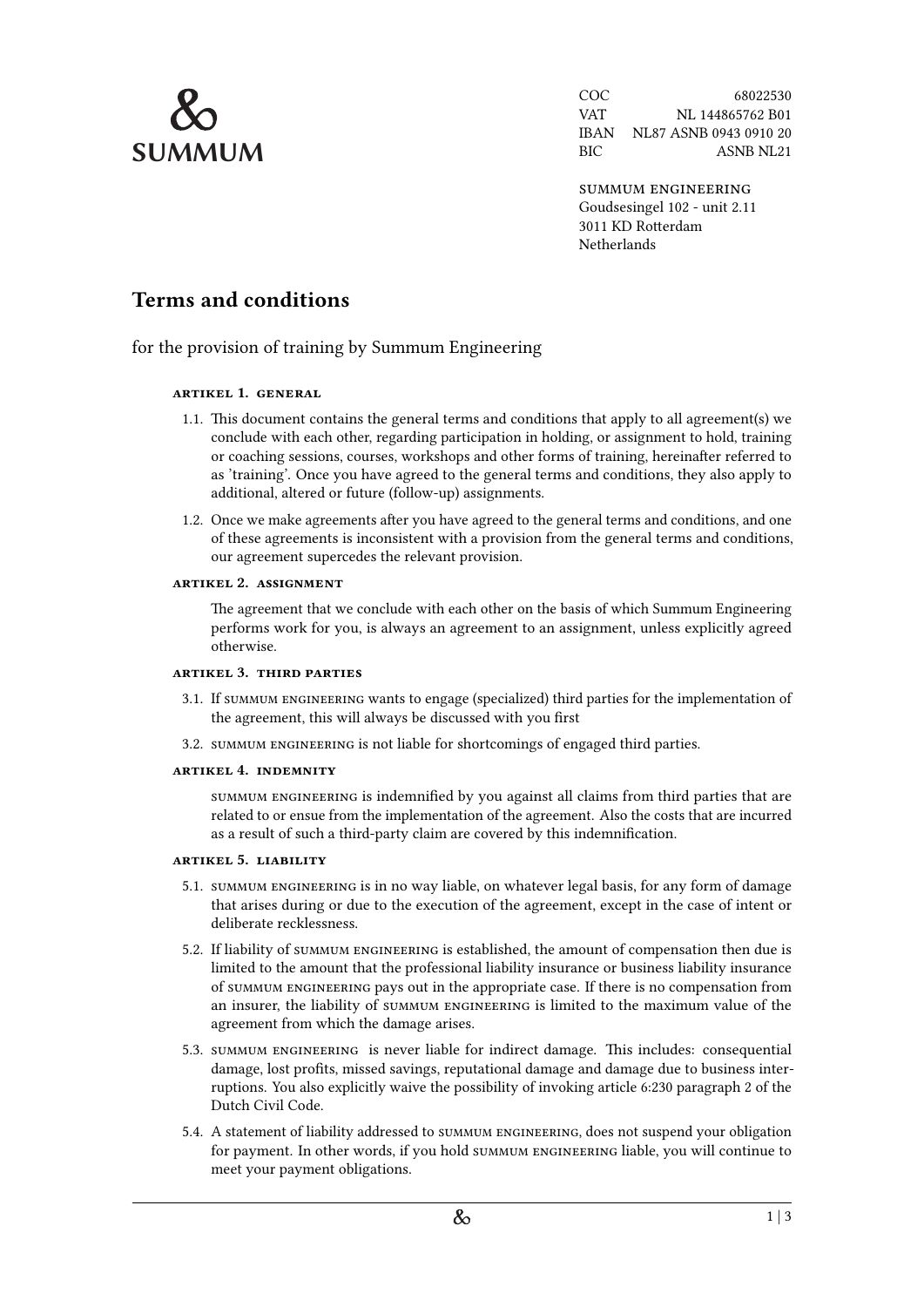**SUMMUM**

| | |
|---|---|
| COC | 68022530 |
| VAT | NL 144865762 B01 |
| IBAN | NL87 ASNB 0943 0910 20 |
| BIC | ASNB NL21 |

SUMMUM ENGINEERING
Goudsesingel 102 - unit 2.11
3011 KD Rotterdam
Netherlands

# Terms and conditions

for the provision of training by Summum Engineering

### ARTIKEL 1. GENERAL

1.1. This document contains the general terms and conditions that apply to all agreement(s) we conclude with each other, regarding participation in holding, or assignment to hold, training or coaching sessions, courses, workshops and other forms of training, hereinafter referred to as 'training'. Once you have agreed to the general terms and conditions, they also apply to additional, altered or future (follow-up) assignments.

1.2. Once we make agreements after you have agreed to the general terms and conditions, and one of these agreements is inconsistent with a provision from the general terms and conditions, our agreement supercedes the relevant provision.

### ARTIKEL 2. ASSIGNMENT

The agreement that we conclude with each other on the basis of which Summum Engineering performs work for you, is always an agreement to an assignment, unless explicitly agreed otherwise.

### ARTIKEL 3. THIRD PARTIES

3.1. If SUMMUM ENGINEERING wants to engage (specialized) third parties for the implementation of the agreement, this will always be discussed with you first

3.2. SUMMUM ENGINEERING is not liable for shortcomings of engaged third parties.

### ARTIKEL 4. INDEMNITY

SUMMUM ENGINEERING is indemnified by you against all claims from third parties that are related to or ensue from the implementation of the agreement. Also the costs that are incurred as a result of such a third-party claim are covered by this indemnification.

### ARTIKEL 5. LIABILITY

5.1. SUMMUM ENGINEERING is in no way liable, on whatever legal basis, for any form of damage that arises during or due to the execution of the agreement, except in the case of intent or deliberate recklessness.

5.2. If liability of SUMMUM ENGINEERING is established, the amount of compensation then due is limited to the amount that the professional liability insurance or business liability insurance of SUMMUM ENGINEERING pays out in the appropriate case. If there is no compensation from an insurer, the liability of SUMMUM ENGINEERING is limited to the maximum value of the agreement from which the damage arises.

5.3. SUMMUM ENGINEERING is never liable for indirect damage. This includes: consequential damage, lost profits, missed savings, reputational damage and damage due to business interruptions. You also explicitly waive the possibility of invoking article 6:230 paragraph 2 of the Dutch Civil Code.

5.4. A statement of liability addressed to SUMMUM ENGINEERING, does not suspend your obligation for payment. In other words, if you hold SUMMUM ENGINEERING liable, you will continue to meet your payment obligations.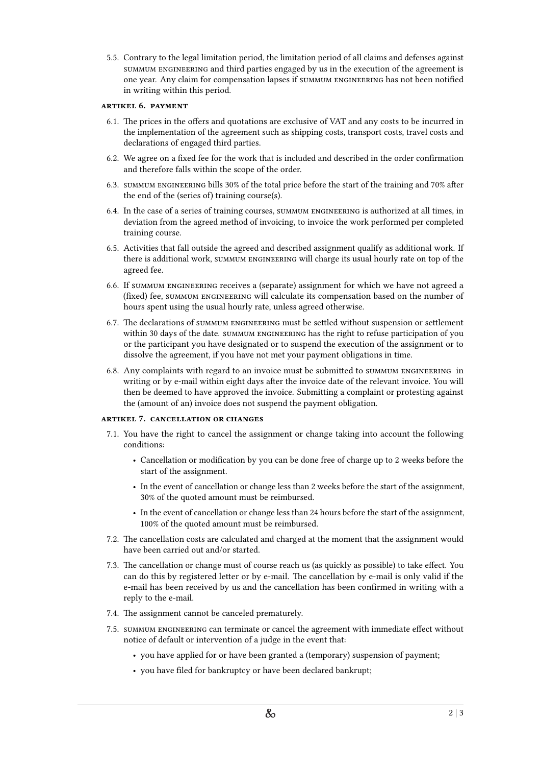5.5. Contrary to the legal limitation period, the limitation period of all claims and defenses against SUMMUM ENGINEERING and third parties engaged by us in the execution of the agreement is one year. Any claim for compensation lapses if SUMMUM ENGINEERING has not been notified in writing within this period.

#### ARTIKEL 6. PAYMENT

6.1. The prices in the offers and quotations are exclusive of VAT and any costs to be incurred in the implementation of the agreement such as shipping costs, transport costs, travel costs and declarations of engaged third parties.

6.2. We agree on a fixed fee for the work that is included and described in the order confirmation and therefore falls within the scope of the order.

6.3. SUMMUM ENGINEERING bills 30% of the total price before the start of the training and 70% after the end of the (series of) training course(s).

6.4. In the case of a series of training courses, SUMMUM ENGINEERING is authorized at all times, in deviation from the agreed method of invoicing, to invoice the work performed per completed training course.

6.5. Activities that fall outside the agreed and described assignment qualify as additional work. If there is additional work, SUMMUM ENGINEERING will charge its usual hourly rate on top of the agreed fee.

6.6. If SUMMUM ENGINEERING receives a (separate) assignment for which we have not agreed a (fixed) fee, SUMMUM ENGINEERING will calculate its compensation based on the number of hours spent using the usual hourly rate, unless agreed otherwise.

6.7. The declarations of SUMMUM ENGINEERING must be settled without suspension or settlement within 30 days of the date. SUMMUM ENGINEERING has the right to refuse participation of you or the participant you have designated or to suspend the execution of the assignment or to dissolve the agreement, if you have not met your payment obligations in time.

6.8. Any complaints with regard to an invoice must be submitted to SUMMUM ENGINEERING in writing or by e-mail within eight days after the invoice date of the relevant invoice. You will then be deemed to have approved the invoice. Submitting a complaint or protesting against the (amount of an) invoice does not suspend the payment obligation.

#### ARTIKEL 7. CANCELLATION OR CHANGES

7.1. You have the right to cancel the assignment or change taking into account the following conditions:

- Cancellation or modification by you can be done free of charge up to 2 weeks before the start of the assignment.
- In the event of cancellation or change less than 2 weeks before the start of the assignment, 30% of the quoted amount must be reimbursed.
- In the event of cancellation or change less than 24 hours before the start of the assignment, 100% of the quoted amount must be reimbursed.

7.2. The cancellation costs are calculated and charged at the moment that the assignment would have been carried out and/or started.

7.3. The cancellation or change must of course reach us (as quickly as possible) to take effect. You can do this by registered letter or by e-mail. The cancellation by e-mail is only valid if the e-mail has been received by us and the cancellation has been confirmed in writing with a reply to the e-mail.

7.4. The assignment cannot be canceled prematurely.

7.5. SUMMUM ENGINEERING can terminate or cancel the agreement with immediate effect without notice of default or intervention of a judge in the event that:

- you have applied for or have been granted a (temporary) suspension of payment;
- you have filed for bankruptcy or have been declared bankrupt;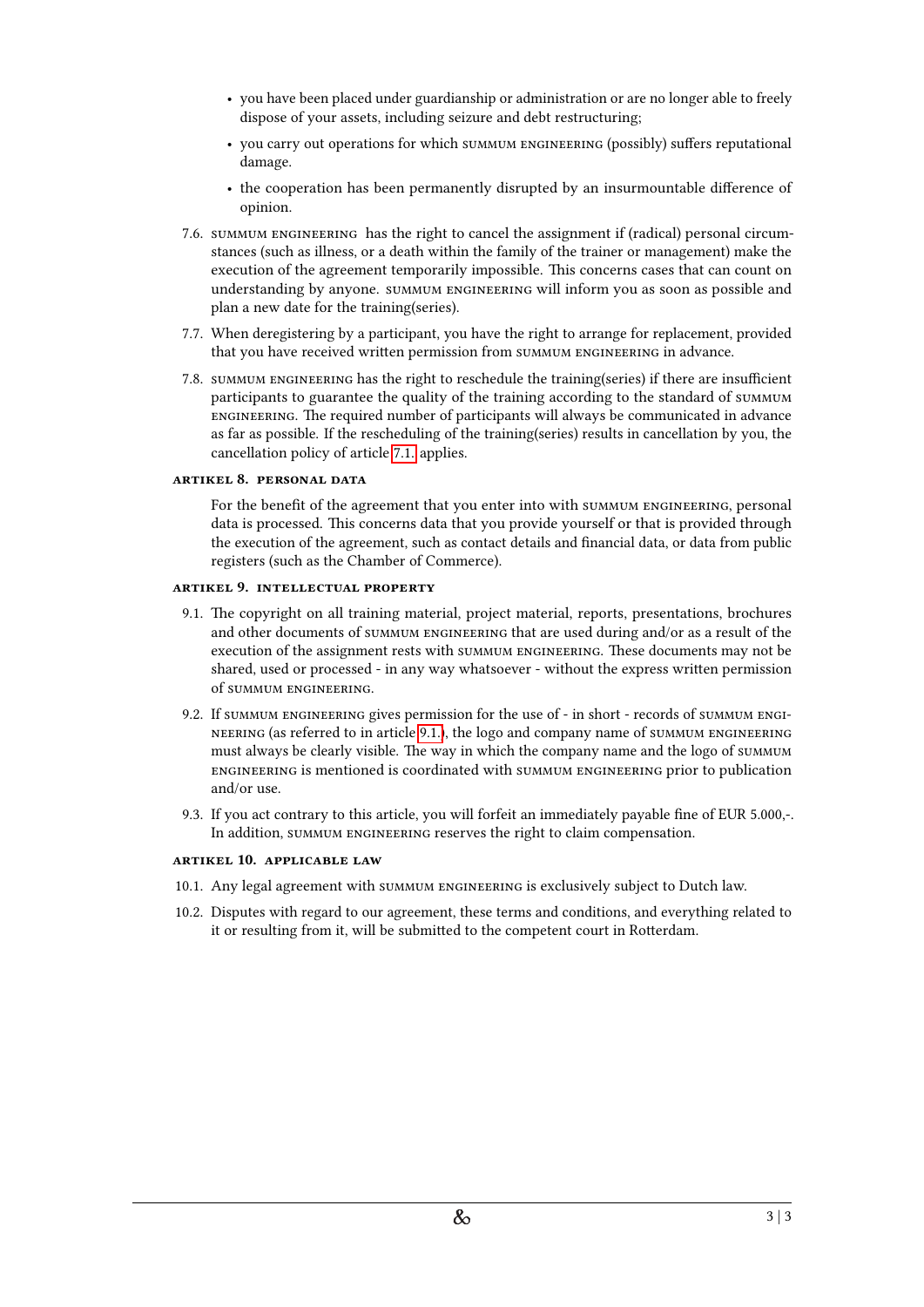- you have been placed under guardianship or administration or are no longer able to freely dispose of your assets, including seizure and debt restructuring;
- you carry out operations for which SUMMUM ENGINEERING (possibly) suffers reputational damage.
- the cooperation has been permanently disrupted by an insurmountable difference of opinion.

7.6. SUMMUM ENGINEERING has the right to cancel the assignment if (radical) personal circumstances (such as illness, or a death within the family of the trainer or management) make the execution of the agreement temporarily impossible. This concerns cases that can count on understanding by anyone. SUMMUM ENGINEERING will inform you as soon as possible and plan a new date for the training(series).

7.7. When deregistering by a participant, you have the right to arrange for replacement, provided that you have received written permission from SUMMUM ENGINEERING in advance.

7.8. SUMMUM ENGINEERING has the right to reschedule the training(series) if there are insufficient participants to guarantee the quality of the training according to the standard of SUMMUM ENGINEERING. The required number of participants will always be communicated in advance as far as possible. If the rescheduling of the training(series) results in cancellation by you, the cancellation policy of article 7.1. applies.

### ARTIKEL 8. PERSONAL DATA

For the benefit of the agreement that you enter into with SUMMUM ENGINEERING, personal data is processed. This concerns data that you provide yourself or that is provided through the execution of the agreement, such as contact details and financial data, or data from public registers (such as the Chamber of Commerce).

### ARTIKEL 9. INTELLECTUAL PROPERTY

9.1. The copyright on all training material, project material, reports, presentations, brochures and other documents of SUMMUM ENGINEERING that are used during and/or as a result of the execution of the assignment rests with SUMMUM ENGINEERING. These documents may not be shared, used or processed - in any way whatsoever - without the express written permission of SUMMUM ENGINEERING.

9.2. If SUMMUM ENGINEERING gives permission for the use of - in short - records of SUMMUM ENGINEERING (as referred to in article 9.1.), the logo and company name of SUMMUM ENGINEERING must always be clearly visible. The way in which the company name and the logo of SUMMUM ENGINEERING is mentioned is coordinated with SUMMUM ENGINEERING prior to publication and/or use.

9.3. If you act contrary to this article, you will forfeit an immediately payable fine of EUR 5.000,-. In addition, SUMMUM ENGINEERING reserves the right to claim compensation.

### ARTIKEL 10. APPLICABLE LAW

10.1. Any legal agreement with SUMMUM ENGINEERING is exclusively subject to Dutch law.

10.2. Disputes with regard to our agreement, these terms and conditions, and everything related to it or resulting from it, will be submitted to the competent court in Rotterdam.